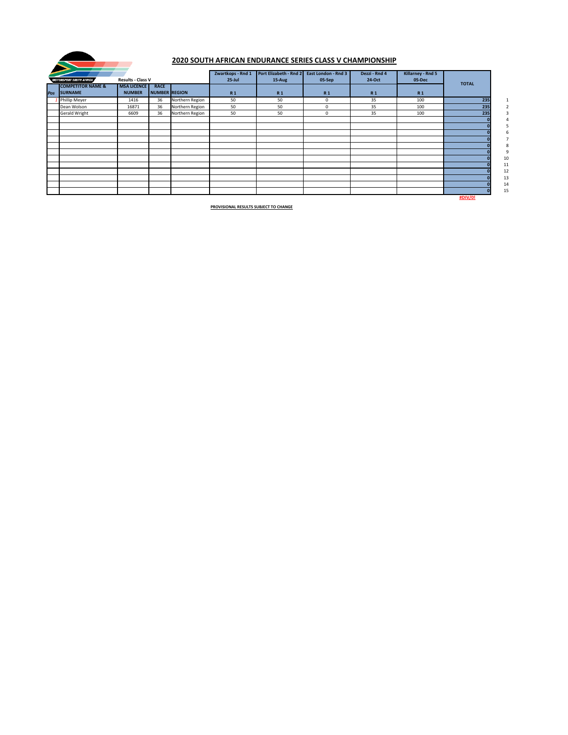# 2020 SOUTH AFRICAN ENDURANCE SERIES CLASS V CHAMPIONSHIP

MOTORSPORT SOUTH AFRICA

Results - Class V

| Pos | COMPETITOR NAME & SURNAME | MSA LICENCE NUMBER | RACE NUMBER | REGION | Zwartkops - Rnd 1 25-Jul R 1 | Port Elizabeth - Rnd 2 15-Aug R 1 | East London - Rnd 3 05-Sep R 1 | Dezzi - Rnd 4 24-Oct R 1 | Killarney - Rnd 5 05-Dec R 1 | TOTAL | |
|---|---|---|---|---|---|---|---|---|---|---|---|
| 1 | Phillip Meyer | 1416 | 36 | Northern Region | 50 | 50 | 0 | 35 | 100 | 235 | 1 |
| | Dean Wolson | 16871 | 36 | Northern Region | 50 | 50 | 0 | 35 | 100 | 235 | 2 |
| | Gerald Wright | 6609 | 36 | Northern Region | 50 | 50 | 0 | 35 | 100 | 235 | 3 |
| | | | | | | | | | | 0 | 4 |
| | | | | | | | | | | 0 | 5 |
| | | | | | | | | | | 0 | 6 |
| | | | | | | | | | | 0 | 7 |
| | | | | | | | | | | 0 | 8 |
| | | | | | | | | | | 0 | 9 |
| | | | | | | | | | | 0 | 10 |
| | | | | | | | | | | 0 | 11 |
| | | | | | | | | | | 0 | 12 |
| | | | | | | | | | | 0 | 13 |
| | | | | | | | | | | 0 | 14 |
| | | | | | | | | | | 0 | 15 |
| | | | | | | | | | | #DIV/0! | |

PROVISIONAL RESULTS SUBJECT TO CHANGE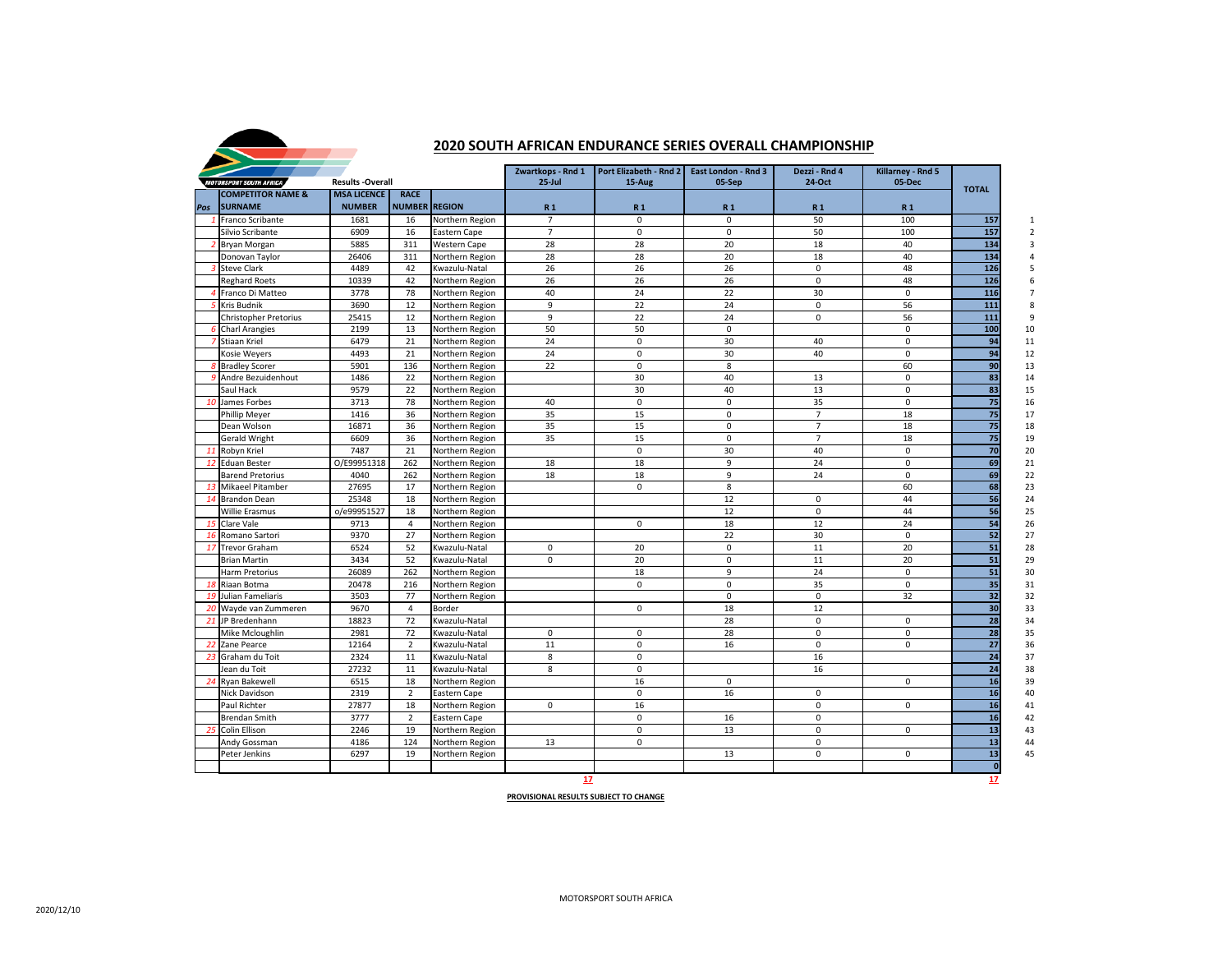## 2020 SOUTH AFRICAN ENDURANCE SERIES OVERALL CHAMPIONSHIP

| | Results -Overall | | | | Zwartkops - Rnd 1 25-Jul | Port Elizabeth - Rnd 2 15-Aug | East London - Rnd 3 05-Sep | Dezzi - Rnd 4 24-Oct | Killarney - Rnd 5 05-Dec | TOTAL | |
|---|---|---|---|---|---|---|---|---|---|---|---|
| Pos | COMPETITOR NAME & SURNAME | MSA LICENCE NUMBER | RACE NUMBER | REGION | R 1 | R 1 | R 1 | R 1 | R 1 | | |
| 1 | Franco Scribante | 1681 | 16 | Northern Region | 7 | 0 | 0 | 50 | 100 | 157 | 1 |
| | Silvio Scribante | 6909 | 16 | Eastern Cape | 7 | 0 | 0 | 50 | 100 | 157 | 2 |
| 2 | Bryan Morgan | 5885 | 311 | Western Cape | 28 | 28 | 20 | 18 | 40 | 134 | 3 |
| | Donovan Taylor | 26406 | 311 | Northern Region | 28 | 28 | 20 | 18 | 40 | 134 | 4 |
| 3 | Steve Clark | 4489 | 42 | Kwazulu-Natal | 26 | 26 | 26 | 0 | 48 | 126 | 5 |
| | Reghard Roets | 10339 | 42 | Northern Region | 26 | 26 | 26 | 0 | 48 | 126 | 6 |
| 4 | Franco Di Matteo | 3778 | 78 | Northern Region | 40 | 24 | 22 | 30 | 0 | 116 | 7 |
| 5 | Kris Budnik | 3690 | 12 | Northern Region | 9 | 22 | 24 | 0 | 56 | 111 | 8 |
| | Christopher Pretorius | 25415 | 12 | Northern Region | 9 | 22 | 24 | 0 | 56 | 111 | 9 |
| 6 | Charl Arangies | 2199 | 13 | Northern Region | 50 | 50 | 0 | | 0 | 100 | 10 |
| 7 | Stiaan Kriel | 6479 | 21 | Northern Region | 24 | 0 | 30 | 40 | 0 | 94 | 11 |
| | Kosie Weyers | 4493 | 21 | Northern Region | 24 | 0 | 30 | 40 | 0 | 94 | 12 |
| 8 | Bradley Scorer | 5901 | 136 | Northern Region | 22 | 0 | 8 | | 60 | 90 | 13 |
| 9 | Andre Bezuidenhout | 1486 | 22 | Northern Region | | 30 | 40 | 13 | 0 | 83 | 14 |
| | Saul Hack | 9579 | 22 | Northern Region | | 30 | 40 | 13 | 0 | 83 | 15 |
| 10 | James Forbes | 3713 | 78 | Northern Region | 40 | 0 | 0 | 35 | 0 | 75 | 16 |
| | Phillip Meyer | 1416 | 36 | Northern Region | 35 | 15 | 0 | 7 | 18 | 75 | 17 |
| | Dean Wolson | 16871 | 36 | Northern Region | 35 | 15 | 0 | 7 | 18 | 75 | 18 |
| | Gerald Wright | 6609 | 36 | Northern Region | 35 | 15 | 0 | 7 | 18 | 75 | 19 |
| 11 | Robyn Kriel | 7487 | 21 | Northern Region | | 0 | 30 | 40 | 0 | 70 | 20 |
| 12 | Eduan Bester | O/E99951318 | 262 | Northern Region | 18 | 18 | 9 | 24 | 0 | 69 | 21 |
| | Barend Pretorius | 4040 | 262 | Northern Region | 18 | 18 | 9 | 24 | 0 | 69 | 22 |
| 13 | Mikaeel Pitamber | 27695 | 17 | Northern Region | | 0 | 8 | | 60 | 68 | 23 |
| 14 | Brandon Dean | 25348 | 18 | Northern Region | | | 12 | 0 | 44 | 56 | 24 |
| | Willie Erasmus | o/e99951527 | 18 | Northern Region | | | 12 | 0 | 44 | 56 | 25 |
| 15 | Clare Vale | 9713 | 4 | Northern Region | | 0 | 18 | 12 | 24 | 54 | 26 |
| 16 | Romano Sartori | 9370 | 27 | Northern Region | | | 22 | 30 | 0 | 52 | 27 |
| 17 | Trevor Graham | 6524 | 52 | Kwazulu-Natal | 0 | 20 | 0 | 11 | 20 | 51 | 28 |
| | Brian Martin | 3434 | 52 | Kwazulu-Natal | 0 | 20 | 0 | 11 | 20 | 51 | 29 |
| | Harm Pretorius | 26089 | 262 | Northern Region | | 18 | 9 | 24 | 0 | 51 | 30 |
| 18 | Riaan Botma | 20478 | 216 | Northern Region | | 0 | 0 | 35 | 0 | 35 | 31 |
| 19 | Julian Fameliaris | 3503 | 77 | Northern Region | | | 0 | 0 | 32 | 32 | 32 |
| 20 | Wayde van Zummeren | 9670 | 4 | Border | | 0 | 18 | 12 | | 30 | 33 |
| 21 | JP Bredenhann | 18823 | 72 | Kwazulu-Natal | | | 28 | 0 | 0 | 28 | 34 |
| | Mike Mcloughlin | 2981 | 72 | Kwazulu-Natal | 0 | 0 | 28 | 0 | 0 | 28 | 35 |
| 22 | Zane Pearce | 12164 | 2 | Kwazulu-Natal | 11 | 0 | 16 | 0 | 0 | 27 | 36 |
| 23 | Graham du Toit | 2324 | 11 | Kwazulu-Natal | 8 | 0 | | 16 | | 24 | 37 |
| | Jean du Toit | 27232 | 11 | Kwazulu-Natal | 8 | 0 | | 16 | | 24 | 38 |
| 24 | Ryan Bakewell | 6515 | 18 | Northern Region | | 16 | 0 | | 0 | 16 | 39 |
| | Nick Davidson | 2319 | 2 | Eastern Cape | | 0 | 16 | 0 | | 16 | 40 |
| | Paul Richter | 27877 | 18 | Northern Region | 0 | 16 | | 0 | 0 | 16 | 41 |
| | Brendan Smith | 3777 | 2 | Eastern Cape | | 0 | 16 | 0 | | 16 | 42 |
| 25 | Colin Ellison | 2246 | 19 | Northern Region | | 0 | 13 | 0 | 0 | 13 | 43 |
| | Andy Gossman | 4186 | 124 | Northern Region | 13 | 0 | | 0 | | 13 | 44 |
| | Peter Jenkins | 6297 | 19 | Northern Region | | | 13 | 0 | 0 | 13 | 45 |
| | | | | | | | | | | 0 | |

17 | 17

**PROVISIONAL RESULTS SUBJECT TO CHANGE**

MOTORSPORT SOUTH AFRICA

2020/12/10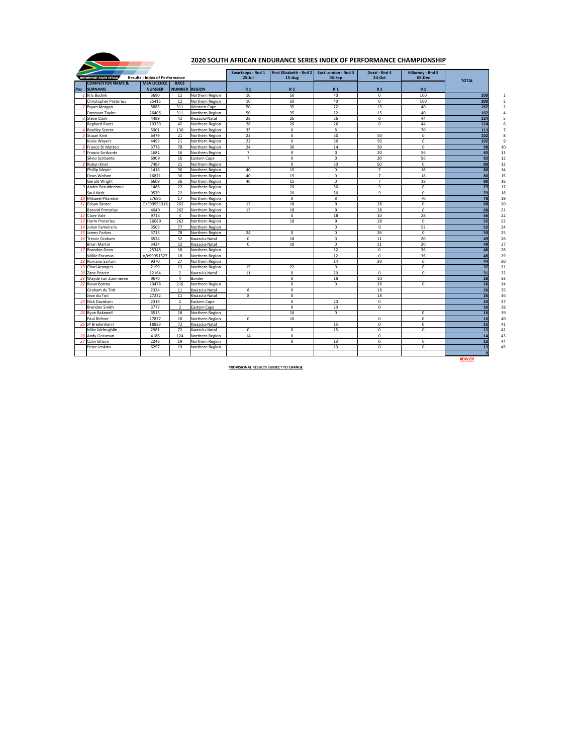# 2020 SOUTH AFRICAN ENDURANCE SERIES INDEX OF PERFORMANCE CHAMPIONSHIP

MOTORSPORT SOUTH AFRICA — Results - Index of Performance

| Pos | COMPETITOR NAME & SURNAME | MSA LICENCE NUMBER | RACE NUMBER | REGION | Zwartkops - Rnd 1 25-Jul R 1 | Port Elizabeth - Rnd 2 15-Aug R 1 | East London - Rnd 3 05-Sep R 1 | Dezzi - Rnd 4 24-Oct R 1 | Killarney - Rnd 5 05-Dec R 1 | TOTAL | |
|---|---|---|---|---|---|---|---|---|---|---|---|
| 1 | Kris Budnik | 3690 | 12 | Northern Region | 10 | 50 | 40 | 0 | 100 | 200 | 1 |
| | Christopher Pretorius | 25415 | 12 | Northern Region | 10 | 50 | 40 | 0 | 100 | 200 | 2 |
| 2 | Bryan Morgan | 5885 | 311 | Western Cape | 50 | 35 | 22 | 15 | 40 | 162 | 3 |
| | Donovan Taylor | 26406 | 311 | Northern Region | 50 | 35 | 22 | 15 | 40 | 162 | 4 |
| 3 | Steve Clark | 4489 | 42 | Kwazulu-Natal | 28 | 26 | 26 | 0 | 44 | 124 | 5 |
| | Reghard Roets | 10339 | 42 | Northern Region | 28 | 26 | 26 | 0 | 44 | 124 | 6 |
| 4 | Bradley Scorer | 5901 | 136 | Northern Region | 35 | 0 | 8 | | 70 | 113 | 7 |
| 5 | Stiaan Kriel | 6479 | 21 | Northern Region | 22 | 0 | 30 | 50 | 0 | 102 | 8 |
| | Kosie Weyers | 4493 | 21 | Northern Region | 22 | 0 | 30 | 50 | 0 | 102 | 9 |
| 6 | Franco Di Matteo | 3778 | 78 | Northern Region | 24 | 30 | 14 | 30 | 0 | 98 | 10 |
| 7 | Franco Scribante | 1681 | 16 | Northern Region | 7 | 0 | 0 | 20 | 56 | 83 | 11 |
| | Silvio Scribante | 6909 | 16 | Eastern Cape | 7 | 0 | 0 | 20 | 56 | 83 | 12 |
| 8 | Robyn Kriel | 7487 | 21 | Northern Region | | 0 | 30 | 50 | 0 | 80 | 13 |
| | Phillip Meyer | 1416 | 36 | Northern Region | 40 | 15 | 0 | 7 | 18 | 80 | 14 |
| | Dean Wolson | 16871 | 36 | Northern Region | 40 | 15 | 0 | 7 | 18 | 80 | 15 |
| | Gerald Wright | 6609 | 36 | Northern Region | 40 | 15 | 0 | 7 | 18 | 80 | 16 |
| 9 | Andre Bezuidenhout | 1486 | 22 | Northern Region | | 20 | 50 | 9 | 0 | 79 | 17 |
| | Saul Hack | 9579 | 22 | Northern Region | | 20 | 50 | 9 | 0 | 79 | 18 |
| 10 | Mikaeel Pitamber | 27695 | 17 | Northern Region | | 0 | 8 | | 70 | 78 | 19 |
| 11 | Eduan Bester | O/E99951318 | 262 | Northern Region | 13 | 18 | 9 | 28 | 0 | 68 | 20 |
| | Barend Pretorius | 4040 | 262 | Northern Region | 13 | 18 | 9 | 28 | 0 | 68 | 21 |
| 12 | Clare Vale | 9713 | 4 | Northern Region | | 0 | 18 | 10 | 28 | 56 | 22 |
| 13 | Harm Pretorius | 26089 | 262 | Northern Region | | 18 | 9 | 28 | 0 | 55 | 23 |
| 14 | Julian Fameliaris | 3503 | 77 | Northern Region | | | 0 | 0 | 52 | 52 | 24 |
| 15 | James Forbes | 3713 | 78 | Northern Region | 24 | 0 | 0 | 26 | 0 | 50 | 25 |
| 16 | Trevor Graham | 6524 | 52 | Kwazulu-Natal | 0 | 18 | 0 | 11 | 20 | 49 | 26 |
| | Brian Martin | 3434 | 52 | Kwazulu-Natal | 0 | 18 | 0 | 11 | 20 | 49 | 27 |
| 17 | Brandon Dean | 25348 | 18 | Northern Region | | | 12 | 0 | 36 | 48 | 28 |
| | Willie Erasmus | o/e99951527 | 18 | Northern Region | | | 12 | 0 | 36 | 48 | 29 |
| 18 | Romano Sartori | 9370 | 27 | Northern Region | | | 14 | 30 | 0 | 44 | 30 |
| 19 | Charl Arangies | 2199 | 13 | Northern Region | 15 | 22 | 0 | | 0 | 37 | 31 |
| 20 | Zane Pearce | 12164 | 2 | Kwazulu-Natal | 11 | 0 | 20 | 0 | 0 | 31 | 32 |
| 21 | Wayde van Zummeren | 9670 | 4 | Border | | 0 | 18 | 10 | | 28 | 33 |
| 22 | Riaan Botma | 20478 | 216 | Northern Region | | 0 | 0 | 26 | 0 | 26 | 34 |
| | Graham du Toit | 2324 | 11 | Kwazulu-Natal | 8 | 0 | | 18 | | 26 | 35 |
| | Jean du Toit | 27232 | 11 | Kwazulu-Natal | 8 | 0 | | 18 | | 26 | 36 |
| 23 | Nick Davidson | 2319 | 2 | Eastern Cape | | 0 | 20 | 0 | | 20 | 37 |
| | Brendan Smith | 3777 | 2 | Eastern Cape | | 0 | 20 | 0 | | 20 | 38 |
| 24 | Ryan Bakewell | 6515 | 18 | Northern Region | | 16 | 0 | | 0 | 16 | 39 |
| | Paul Richter | 27877 | 18 | Northern Region | 0 | 16 | | 0 | 0 | 16 | 40 |
| 25 | JP Bredenhann | 18823 | 72 | Kwazulu-Natal | | | 15 | 0 | 0 | 15 | 41 |
| | Mike Mcloughlin | 2981 | 72 | Kwazulu-Natal | 0 | 0 | 15 | 0 | 0 | 15 | 42 |
| 26 | Andy Gossman | 4186 | 124 | Northern Region | 14 | 0 | | 0 | | 14 | 43 |
| 27 | Colin Ellison | 2246 | 19 | Northern Region | | 0 | 13 | 0 | 0 | 13 | 44 |
| | Peter Jenkins | 6297 | 19 | Northern Region | | | 13 | 0 | 0 | 13 | 45 |
| | | | | | | | | | | 0 | |

#DIV/0!

**PROVISIONAL RESULTS SUBJECT TO CHANGE**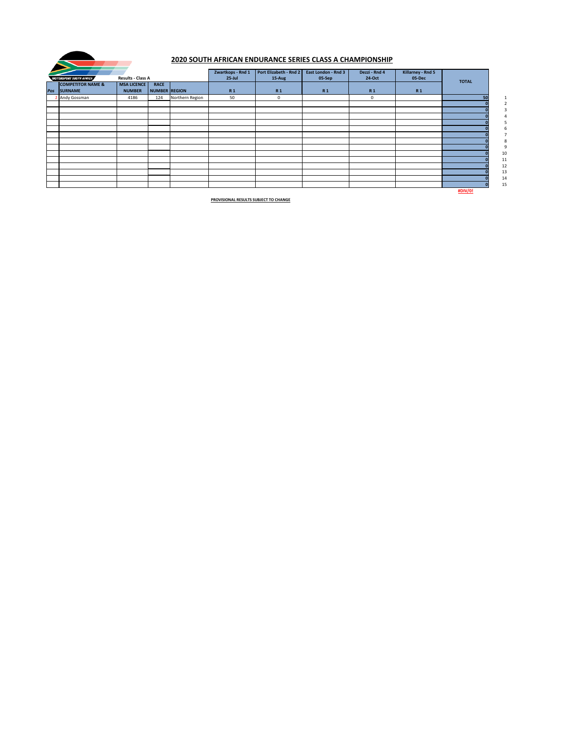# 2020 SOUTH AFRICAN ENDURANCE SERIES CLASS A CHAMPIONSHIP

MOTORSPORT SOUTH AFRICA

Results - Class A

| Pos | COMPETITOR NAME & SURNAME | MSA LICENCE NUMBER | RACE NUMBER | REGION | Zwartkops - Rnd 1 25-Jul R 1 | Port Elizabeth - Rnd 2 15-Aug R 1 | East London - Rnd 3 05-Sep R 1 | Dezzi - Rnd 4 24-Oct R 1 | Killarney - Rnd 5 05-Dec R 1 | TOTAL | |
|---|---|---|---|---|---|---|---|---|---|---|---|
| 1 | Andy Gossman | 4186 | 124 | Northern Region | 50 | 0 | | 0 | | 50 | 1 |
| | | | | | | | | | | 0 | 2 |
| | | | | | | | | | | 0 | 3 |
| | | | | | | | | | | 0 | 4 |
| | | | | | | | | | | 0 | 5 |
| | | | | | | | | | | 0 | 6 |
| | | | | | | | | | | 0 | 7 |
| | | | | | | | | | | 0 | 8 |
| | | | | | | | | | | 0 | 9 |
| | | | | | | | | | | 0 | 10 |
| | | | | | | | | | | 0 | 11 |
| | | | | | | | | | | 0 | 12 |
| | | | | | | | | | | 0 | 13 |
| | | | | | | | | | | 0 | 14 |
| | | | | | | | | | | 0 | 15 |
| | | | | | | | | | | #DIV/0! | |

PROVISIONAL RESULTS SUBJECT TO CHANGE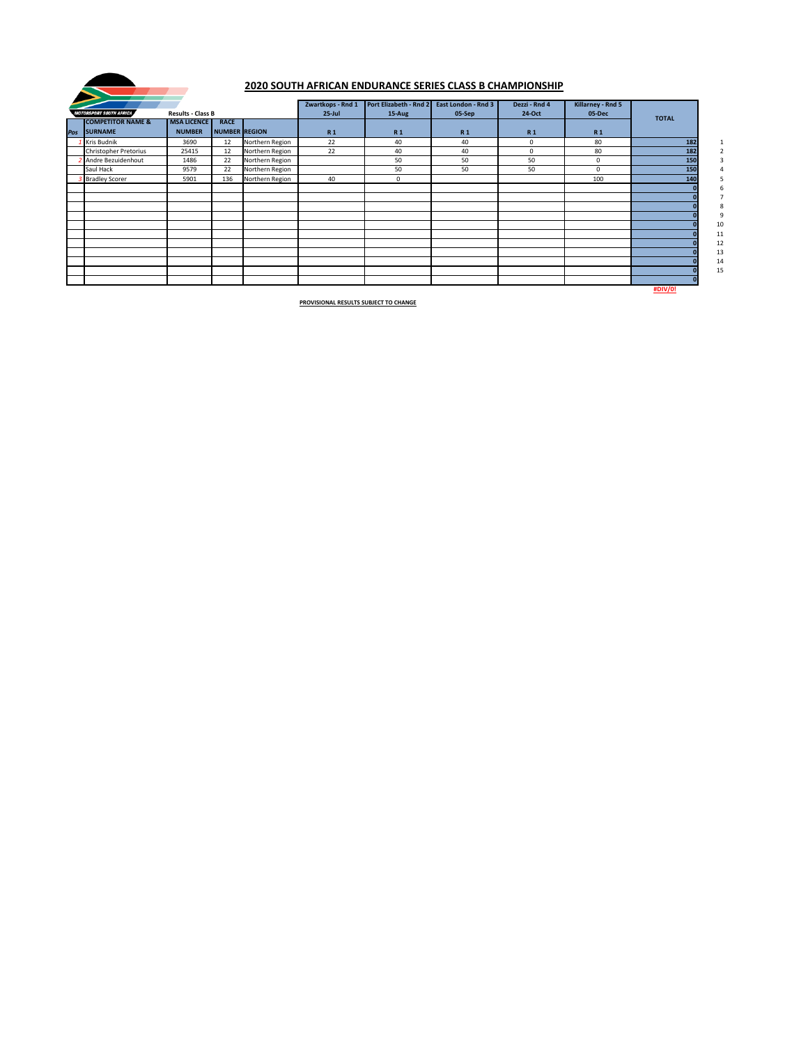# 2020 SOUTH AFRICAN ENDURANCE SERIES CLASS B CHAMPIONSHIP

MOTORSPORT SOUTH AFRICA

Results - Class B

| Pos | COMPETITOR NAME & SURNAME | MSA LICENCE NUMBER | RACE NUMBER | REGION | Zwartkops - Rnd 1 25-Jul R 1 | Port Elizabeth - Rnd 2 15-Aug R 1 | East London - Rnd 3 05-Sep R 1 | Dezzi - Rnd 4 24-Oct R 1 | Killarney - Rnd 5 05-Dec R 1 | TOTAL | |
|---|---|---|---|---|---|---|---|---|---|---|---|
| 1 | Kris Budnik | 3690 | 12 | Northern Region | 22 | 40 | 40 | 0 | 80 | 182 | 1 |
| | Christopher Pretorius | 25415 | 12 | Northern Region | 22 | 40 | 40 | 0 | 80 | 182 | 2 |
| 2 | Andre Bezuidenhout | 1486 | 22 | Northern Region | | 50 | 50 | 50 | 0 | 150 | 3 |
| | Saul Hack | 9579 | 22 | Northern Region | | 50 | 50 | 50 | 0 | 150 | 4 |
| 3 | Bradley Scorer | 5901 | 136 | Northern Region | 40 | 0 | | | 100 | 140 | 5 |
| | | | | | | | | | | 0 | 6 |
| | | | | | | | | | | 0 | 7 |
| | | | | | | | | | | 0 | 8 |
| | | | | | | | | | | 0 | 9 |
| | | | | | | | | | | 0 | 10 |
| | | | | | | | | | | 0 | 11 |
| | | | | | | | | | | 0 | 12 |
| | | | | | | | | | | 0 | 13 |
| | | | | | | | | | | 0 | 14 |
| | | | | | | | | | | 0 | 15 |
| | | | | | | | | | | 0 | |
| | | | | | | | | | | #DIV/0! | |

**PROVISIONAL RESULTS SUBJECT TO CHANGE**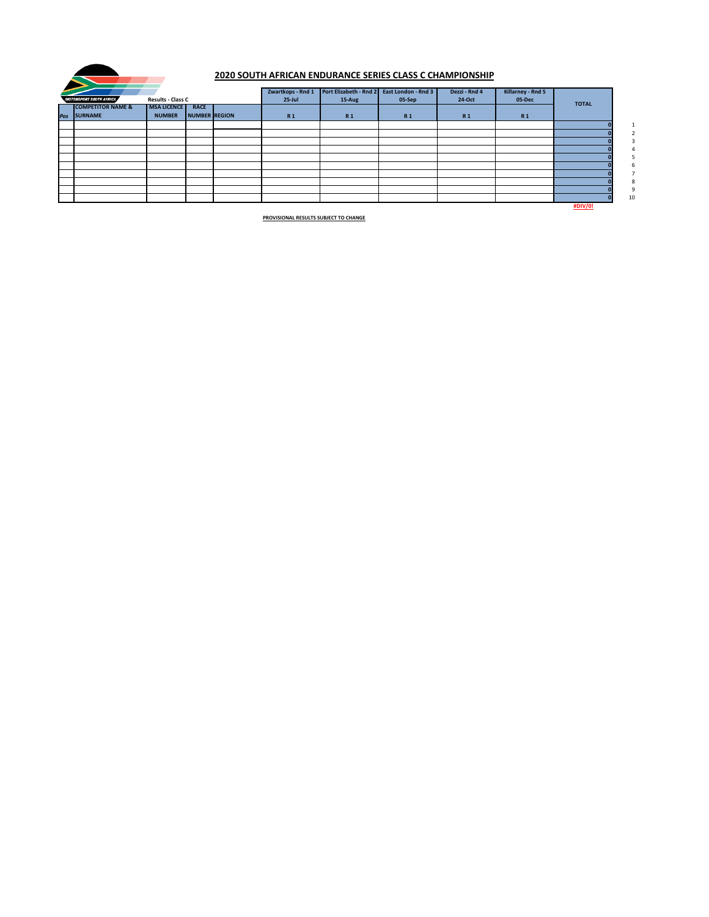# 2020 SOUTH AFRICAN ENDURANCE SERIES CLASS C CHAMPIONSHIP

MOTORSPORT SOUTH AFRICA

Results - Class C

| Pos | COMPETITOR NAME & SURNAME | MSA LICENCE NUMBER | RACE NUMBER | REGION | Zwartkops - Rnd 1 25-Jul R 1 | Port Elizabeth - Rnd 2 15-Aug R 1 | East London - Rnd 3 05-Sep R 1 | Dezzi - Rnd 4 24-Oct R 1 | Killarney - Rnd 5 05-Dec R 1 | TOTAL | |
|---|---|---|---|---|---|---|---|---|---|---|---|
| | | | | | | | | | | 0 | 1 |
| | | | | | | | | | | 0 | 2 |
| | | | | | | | | | | 0 | 3 |
| | | | | | | | | | | 0 | 4 |
| | | | | | | | | | | 0 | 5 |
| | | | | | | | | | | 0 | 6 |
| | | | | | | | | | | 0 | 7 |
| | | | | | | | | | | 0 | 8 |
| | | | | | | | | | | 0 | 9 |
| | | | | | | | | | | 0 | 10 |
| | | | | | | | | | | #DIV/0! | |

**PROVISIONAL RESULTS SUBJECT TO CHANGE**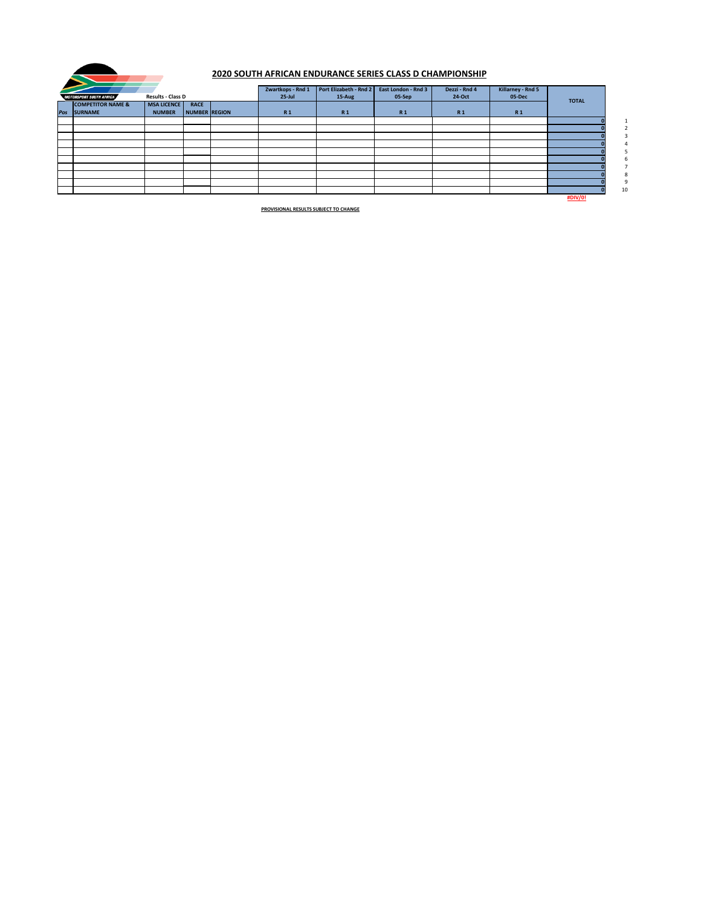## 2020 SOUTH AFRICAN ENDURANCE SERIES CLASS D CHAMPIONSHIP

Results - Class D

| Pos | COMPETITOR NAME & SURNAME | MSA LICENCE NUMBER | RACE NUMBER | REGION | Zwartkops - Rnd 1 25-Jul R 1 | Port Elizabeth - Rnd 2 15-Aug R 1 | East London - Rnd 3 05-Sep R 1 | Dezzi - Rnd 4 24-Oct R 1 | Killarney - Rnd 5 05-Dec R 1 | TOTAL | |
|---|---|---|---|---|---|---|---|---|---|---|---|
| | | | | | | | | | | 0 | 1 |
| | | | | | | | | | | 0 | 2 |
| | | | | | | | | | | 0 | 3 |
| | | | | | | | | | | 0 | 4 |
| | | | | | | | | | | 0 | 5 |
| | | | | | | | | | | 0 | 6 |
| | | | | | | | | | | 0 | 7 |
| | | | | | | | | | | 0 | 8 |
| | | | | | | | | | | 0 | 9 |
| | | | | | | | | | | 0 | 10 |
| | | | | | | | | | | #DIV/0! | |

**PROVISIONAL RESULTS SUBJECT TO CHANGE**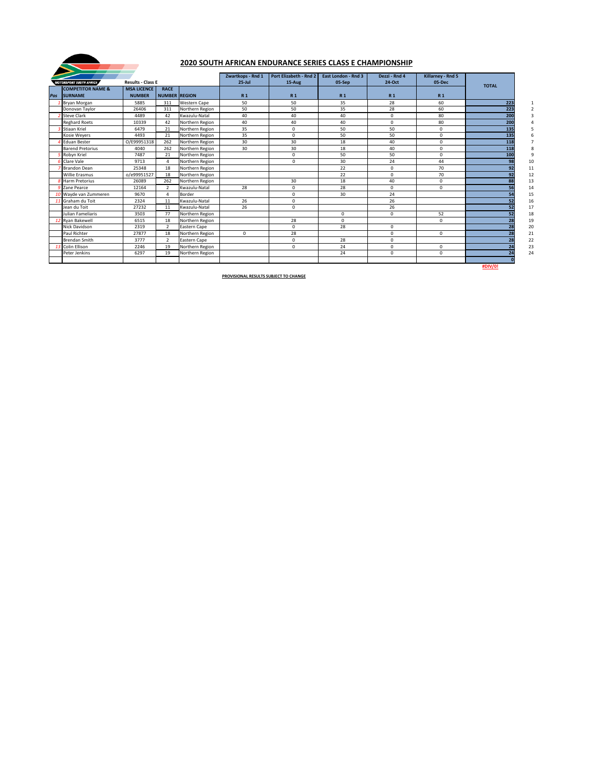# 2020 SOUTH AFRICAN ENDURANCE SERIES CLASS E CHAMPIONSHIP

| | Results - Class E | | | | Zwartkops - Rnd 1 25-Jul | Port Elizabeth - Rnd 2 15-Aug | East London - Rnd 3 05-Sep | Dezzi - Rnd 4 24-Oct | Killarney - Rnd 5 05-Dec | TOTAL | |
|---|---|---|---|---|---|---|---|---|---|---|---|
| Pos | COMPETITOR NAME & SURNAME | MSA LICENCE NUMBER | RACE NUMBER | REGION | R 1 | R 1 | R 1 | R 1 | R 1 | | |
| 1 | Bryan Morgan | 5885 | 311 | Western Cape | 50 | 50 | 35 | 28 | 60 | 223 | 1 |
| | Donovan Taylor | 26406 | 311 | Northern Region | 50 | 50 | 35 | 28 | 60 | 223 | 2 |
| 2 | Steve Clark | 4489 | 42 | Kwazulu-Natal | 40 | 40 | 40 | 0 | 80 | 200 | 3 |
| | Reghard Roets | 10339 | 42 | Northern Region | 40 | 40 | 40 | 0 | 80 | 200 | 4 |
| 3 | Stiaan Kriel | 6479 | 21 | Northern Region | 35 | 0 | 50 | 50 | 0 | 135 | 5 |
| | Kosie Weyers | 4493 | 21 | Northern Region | 35 | 0 | 50 | 50 | 0 | 135 | 6 |
| 4 | Eduan Bester | O/E99951318 | 262 | Northern Region | 30 | 30 | 18 | 40 | 0 | 118 | 7 |
| | Barend Pretorius | 4040 | 262 | Northern Region | 30 | 30 | 18 | 40 | 0 | 118 | 8 |
| 5 | Robyn Kriel | 7487 | 21 | Northern Region | | 0 | 50 | 50 | 0 | 100 | 9 |
| 6 | Clare Vale | 9713 | 4 | Northern Region | | 0 | 30 | 24 | 44 | 98 | 10 |
| 7 | Brandon Dean | 25348 | 18 | Northern Region | | | 22 | 0 | 70 | 92 | 11 |
| | Willie Erasmus | o/e99951527 | 18 | Northern Region | | | 22 | 0 | 70 | 92 | 12 |
| 8 | Harm Pretorius | 26089 | 262 | Northern Region | | 30 | 18 | 40 | 0 | 88 | 13 |
| 9 | Zane Pearce | 12164 | 2 | Kwazulu-Natal | 28 | 0 | 28 | 0 | 0 | 56 | 14 |
| 10 | Wayde van Zummeren | 9670 | 4 | Border | | 0 | 30 | 24 | | 54 | 15 |
| 11 | Graham du Toit | 2324 | 11 | Kwazulu-Natal | 26 | 0 | | 26 | | 52 | 16 |
| | Jean du Toit | 27232 | 11 | Kwazulu-Natal | 26 | 0 | | 26 | | 52 | 17 |
| | Julian Fameliaris | 3503 | 77 | Northern Region | | | 0 | 0 | 52 | 52 | 18 |
| 12 | Ryan Bakewell | 6515 | 18 | Northern Region | | 28 | 0 | | 0 | 28 | 19 |
| | Nick Davidson | 2319 | 2 | Eastern Cape | | 0 | 28 | 0 | | 28 | 20 |
| | Paul Richter | 27877 | 18 | Northern Region | 0 | 28 | | 0 | 0 | 28 | 21 |
| | Brendan Smith | 3777 | 2 | Eastern Cape | | 0 | 28 | 0 | | 28 | 22 |
| 13 | Colin Ellison | 2246 | 19 | Northern Region | | 0 | 24 | 0 | 0 | 24 | 23 |
| | Peter Jenkins | 6297 | 19 | Northern Region | | | 24 | 0 | 0 | 24 | 24 |
| | | | | | | | | | | 0 | |
| | | | | | | | | | | #DIV/0! | |

**PROVISIONAL RESULTS SUBJECT TO CHANGE**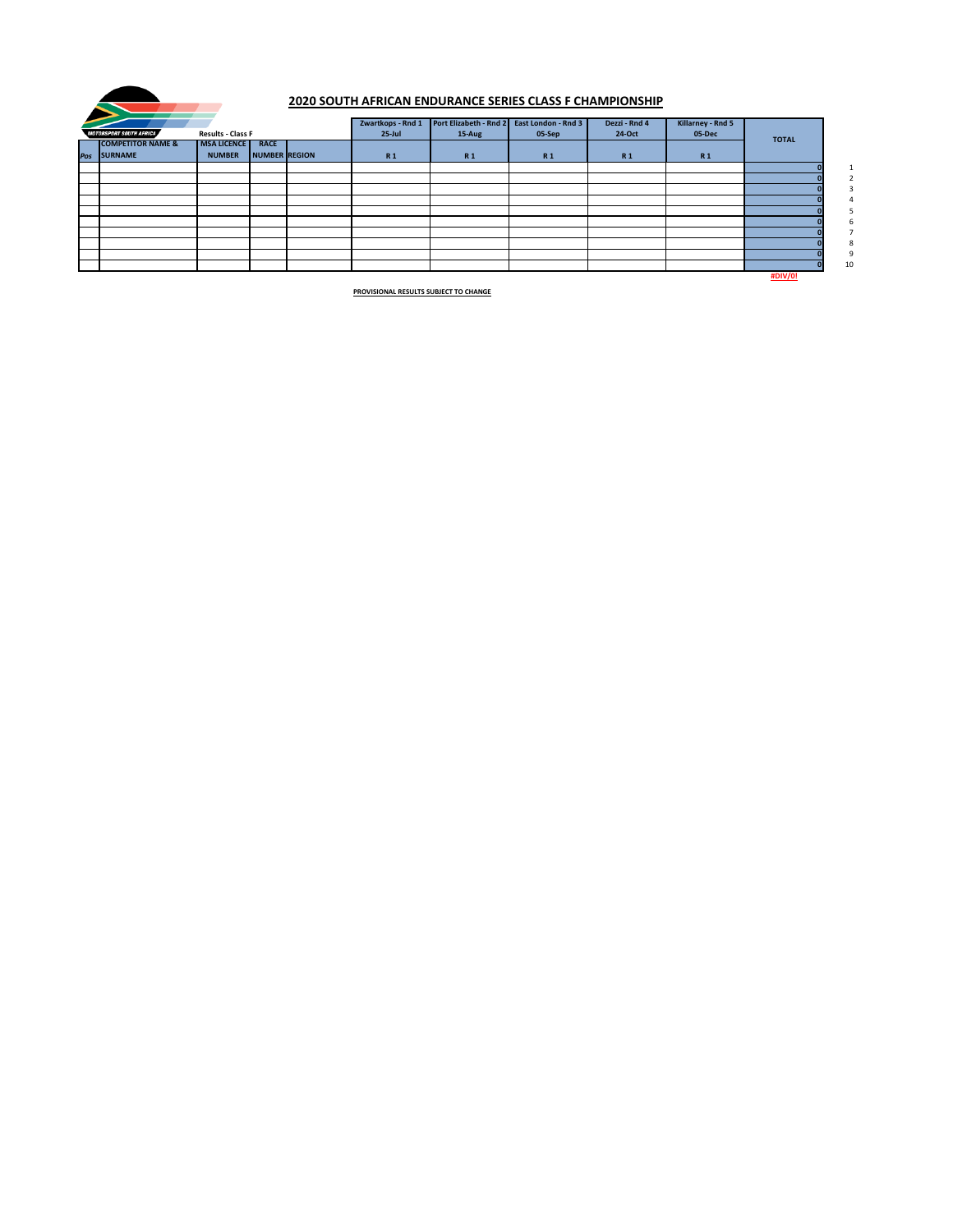## 2020 SOUTH AFRICAN ENDURANCE SERIES CLASS F CHAMPIONSHIP

MOTORSPORT SOUTH AFRICA

Results - Class F

| Pos | COMPETITOR NAME & SURNAME | MSA LICENCE NUMBER | RACE NUMBER | REGION | Zwartkops - Rnd 1 25-Jul R 1 | Port Elizabeth - Rnd 2 15-Aug R 1 | East London - Rnd 3 05-Sep R 1 | Dezzi - Rnd 4 24-Oct R 1 | Killarney - Rnd 5 05-Dec R 1 | TOTAL | |
|---|---|---|---|---|---|---|---|---|---|---|---|
| | | | | | | | | | | 0 | 1 |
| | | | | | | | | | | 0 | 2 |
| | | | | | | | | | | 0 | 3 |
| | | | | | | | | | | 0 | 4 |
| | | | | | | | | | | 0 | 5 |
| | | | | | | | | | | 0 | 6 |
| | | | | | | | | | | 0 | 7 |
| | | | | | | | | | | 0 | 8 |
| | | | | | | | | | | 0 | 9 |
| | | | | | | | | | | 0 | 10 |
| | | | | | | | | | | #DIV/0! | |

PROVISIONAL RESULTS SUBJECT TO CHANGE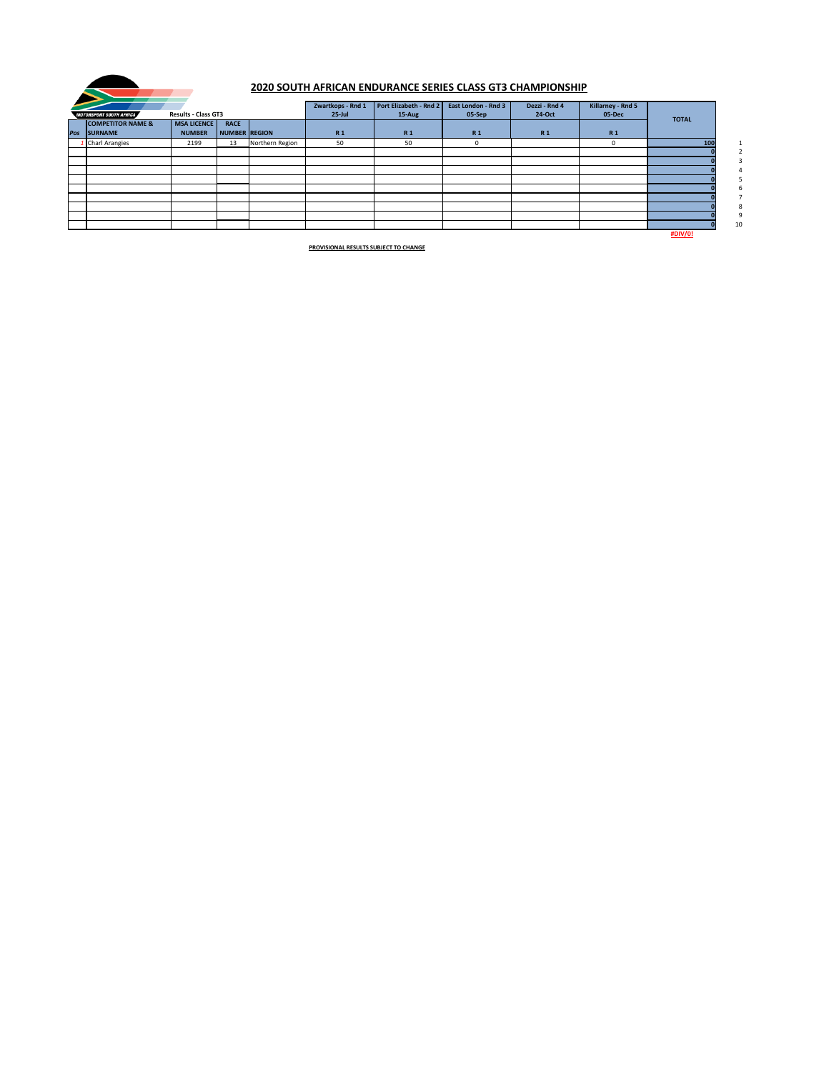# 2020 SOUTH AFRICAN ENDURANCE SERIES CLASS GT3 CHAMPIONSHIP

Results - Class GT3

| Pos | COMPETITOR NAME & SURNAME | MSA LICENCE NUMBER | RACE NUMBER | REGION | Zwartkops - Rnd 1 25-Jul R 1 | Port Elizabeth - Rnd 2 15-Aug R 1 | East London - Rnd 3 05-Sep R 1 | Dezzi - Rnd 4 24-Oct R 1 | Killarney - Rnd 5 05-Dec R 1 | TOTAL | |
|---|---|---|---|---|---|---|---|---|---|---|---|
| 1 | Charl Arangies | 2199 | 13 | Northern Region | 50 | 50 | 0 | | 0 | 100 | 1 |
| | | | | | | | | | | 0 | 2 |
| | | | | | | | | | | 0 | 3 |
| | | | | | | | | | | 0 | 4 |
| | | | | | | | | | | 0 | 5 |
| | | | | | | | | | | 0 | 6 |
| | | | | | | | | | | 0 | 7 |
| | | | | | | | | | | 0 | 8 |
| | | | | | | | | | | 0 | 9 |
| | | | | | | | | | | 0 | 10 |
| | | | | | | | | | | #DIV/0! | |

**PROVISIONAL RESULTS SUBJECT TO CHANGE**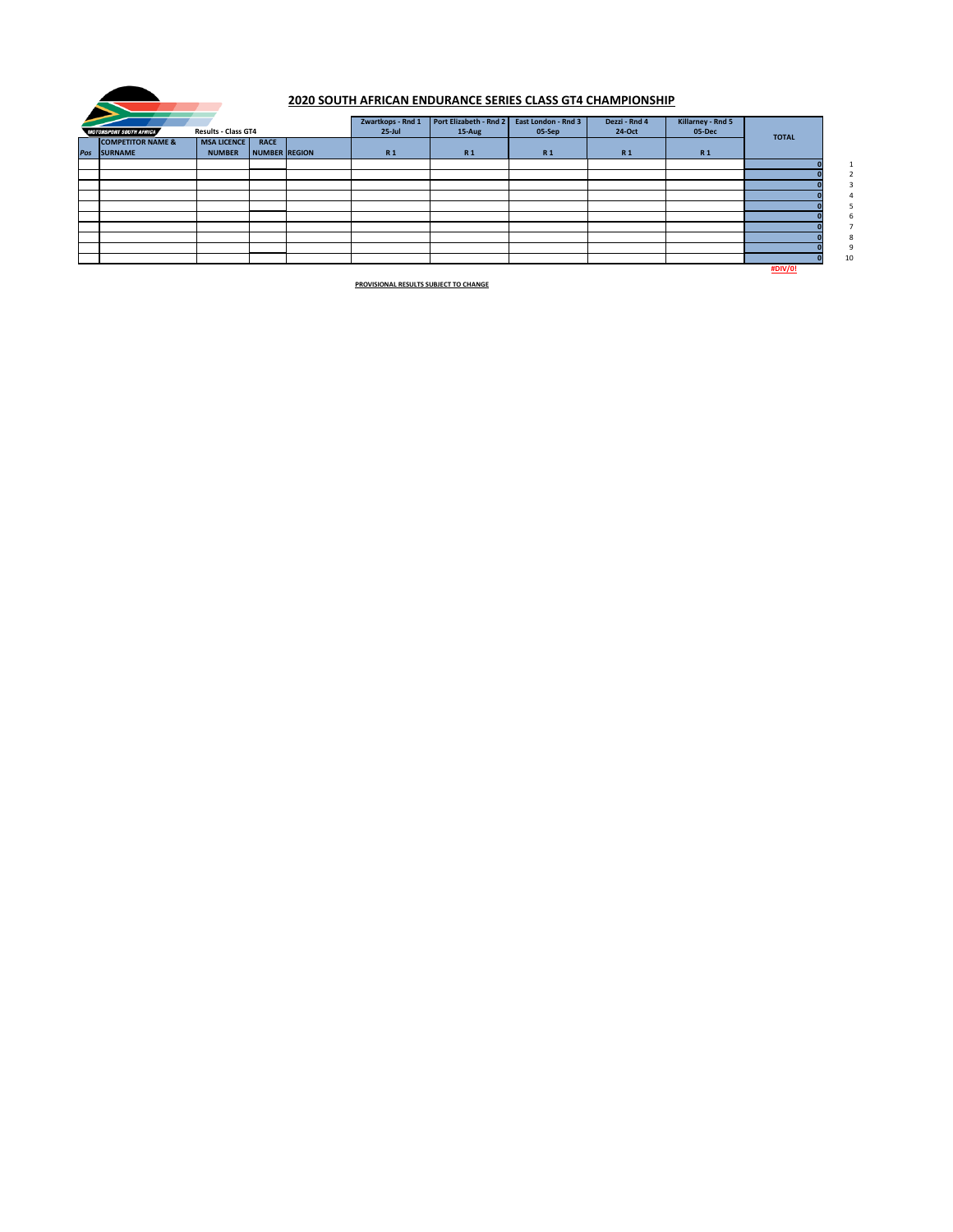# 2020 SOUTH AFRICAN ENDURANCE SERIES CLASS GT4 CHAMPIONSHIP

MOTORSPORT SOUTH AFRICA

Results - Class GT4

| Pos | COMPETITOR NAME & SURNAME | MSA LICENCE NUMBER | RACE NUMBER | REGION | Zwartkops - Rnd 1 25-Jul R 1 | Port Elizabeth - Rnd 2 15-Aug R 1 | East London - Rnd 3 05-Sep R 1 | Dezzi - Rnd 4 24-Oct R 1 | Killarney - Rnd 5 05-Dec R 1 | TOTAL | |
|---|---|---|---|---|---|---|---|---|---|---|---|
| | | | | | | | | | | 0 | 1 |
| | | | | | | | | | | 0 | 2 |
| | | | | | | | | | | 0 | 3 |
| | | | | | | | | | | 0 | 4 |
| | | | | | | | | | | 0 | 5 |
| | | | | | | | | | | 0 | 6 |
| | | | | | | | | | | 0 | 7 |
| | | | | | | | | | | 0 | 8 |
| | | | | | | | | | | 0 | 9 |
| | | | | | | | | | | 0 | 10 |
| | | | | | | | | | | #DIV/0! | |

PROVISIONAL RESULTS SUBJECT TO CHANGE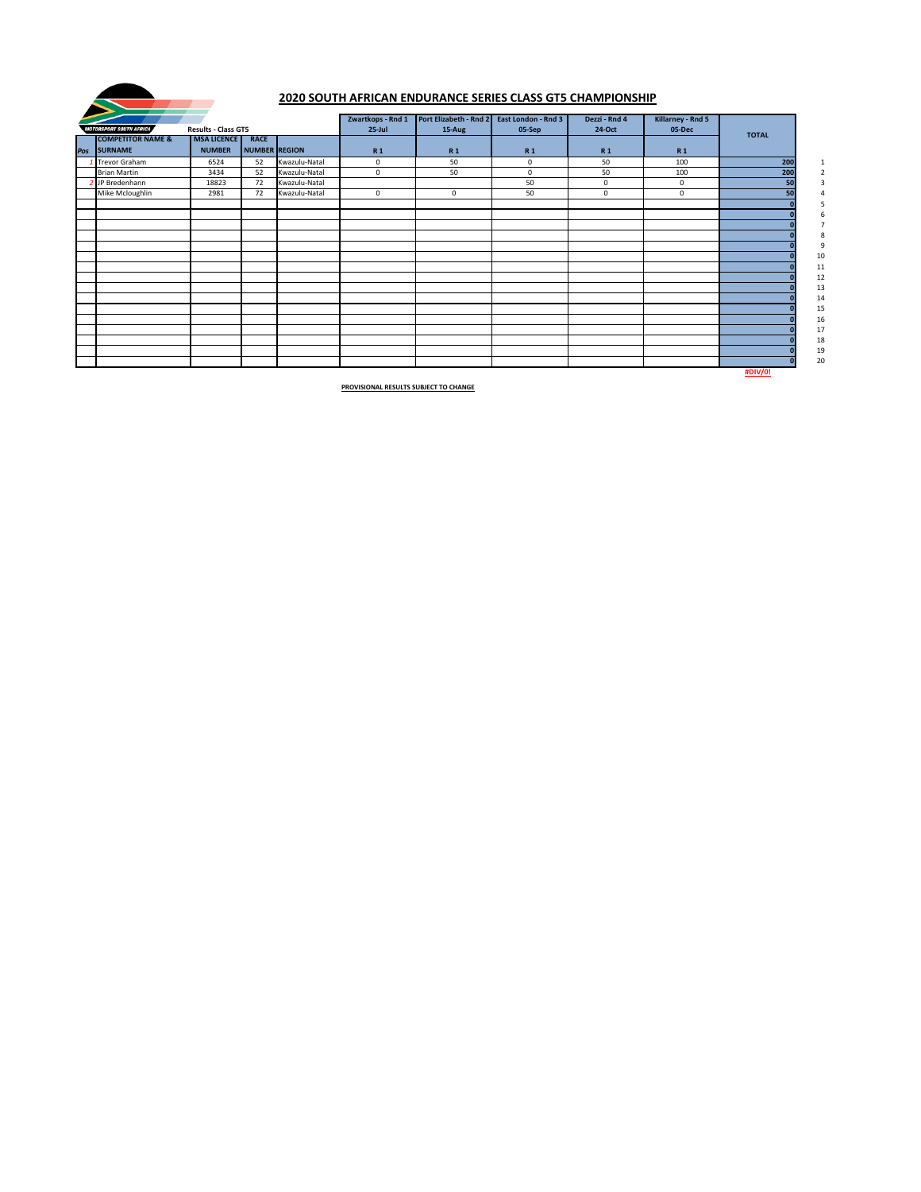## 2020 SOUTH AFRICAN ENDURANCE SERIES CLASS GT5 CHAMPIONSHIP

MOTORSPORT SOUTH AFRICA

Results - Class GT5

| Pos | COMPETITOR NAME & SURNAME | MSA LICENCE NUMBER | RACE NUMBER | REGION | Zwartkops - Rnd 1 25-Jul R 1 | Port Elizabeth - Rnd 2 15-Aug R 1 | East London - Rnd 3 05-Sep R 1 | Dezzi - Rnd 4 24-Oct R 1 | Killarney - Rnd 5 05-Dec R 1 | TOTAL | |
|---|---|---|---|---|---|---|---|---|---|---|---|
| 1 | Trevor Graham | 6524 | 52 | Kwazulu-Natal | 0 | 50 | 0 | 50 | 100 | 200 | 1 |
| | Brian Martin | 3434 | 52 | Kwazulu-Natal | 0 | 50 | 0 | 50 | 100 | 200 | 2 |
| 2 | JP Bredenhann | 18823 | 72 | Kwazulu-Natal | | | 50 | 0 | 0 | 50 | 3 |
| | Mike Mcloughlin | 2981 | 72 | Kwazulu-Natal | 0 | 0 | 50 | 0 | 0 | 50 | 4 |
| | | | | | | | | | | 0 | 5 |
| | | | | | | | | | | 0 | 6 |
| | | | | | | | | | | 0 | 7 |
| | | | | | | | | | | 0 | 8 |
| | | | | | | | | | | 0 | 9 |
| | | | | | | | | | | 0 | 10 |
| | | | | | | | | | | 0 | 11 |
| | | | | | | | | | | 0 | 12 |
| | | | | | | | | | | 0 | 13 |
| | | | | | | | | | | 0 | 14 |
| | | | | | | | | | | 0 | 15 |
| | | | | | | | | | | 0 | 16 |
| | | | | | | | | | | 0 | 17 |
| | | | | | | | | | | 0 | 18 |
| | | | | | | | | | | 0 | 19 |
| | | | | | | | | | | 0 | 20 |
| | | | | | | | | | | #DIV/0! | |

**PROVISIONAL RESULTS SUBJECT TO CHANGE**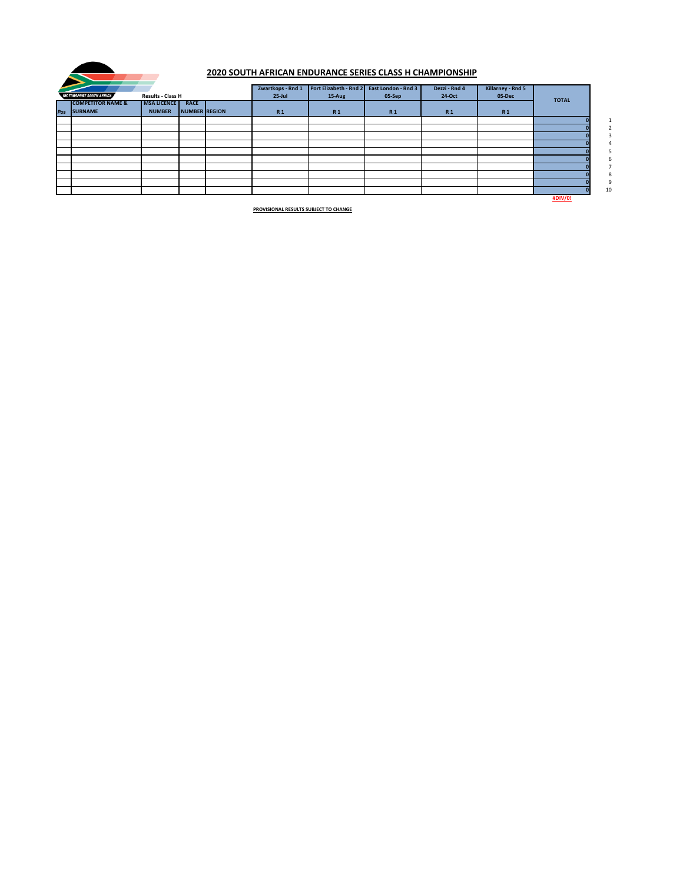## 2020 SOUTH AFRICAN ENDURANCE SERIES CLASS H CHAMPIONSHIP

MOTORSPORT SOUTH AFRICA

Results - Class H

| Pos | COMPETITOR NAME & SURNAME | MSA LICENCE NUMBER | RACE NUMBER | REGION | Zwartkops - Rnd 1 25-Jul R 1 | Port Elizabeth - Rnd 2 15-Aug R 1 | East London - Rnd 3 05-Sep R 1 | Dezzi - Rnd 4 24-Oct R 1 | Killarney - Rnd 5 05-Dec R 1 | TOTAL | |
|---|---|---|---|---|---|---|---|---|---|---|---|
| | | | | | | | | | | 0 | 1 |
| | | | | | | | | | | 0 | 2 |
| | | | | | | | | | | 0 | 3 |
| | | | | | | | | | | 0 | 4 |
| | | | | | | | | | | 0 | 5 |
| | | | | | | | | | | 0 | 6 |
| | | | | | | | | | | 0 | 7 |
| | | | | | | | | | | 0 | 8 |
| | | | | | | | | | | 0 | 9 |
| | | | | | | | | | | 0 | 10 |
| | | | | | | | | | | #DIV/0! | |

PROVISIONAL RESULTS SUBJECT TO CHANGE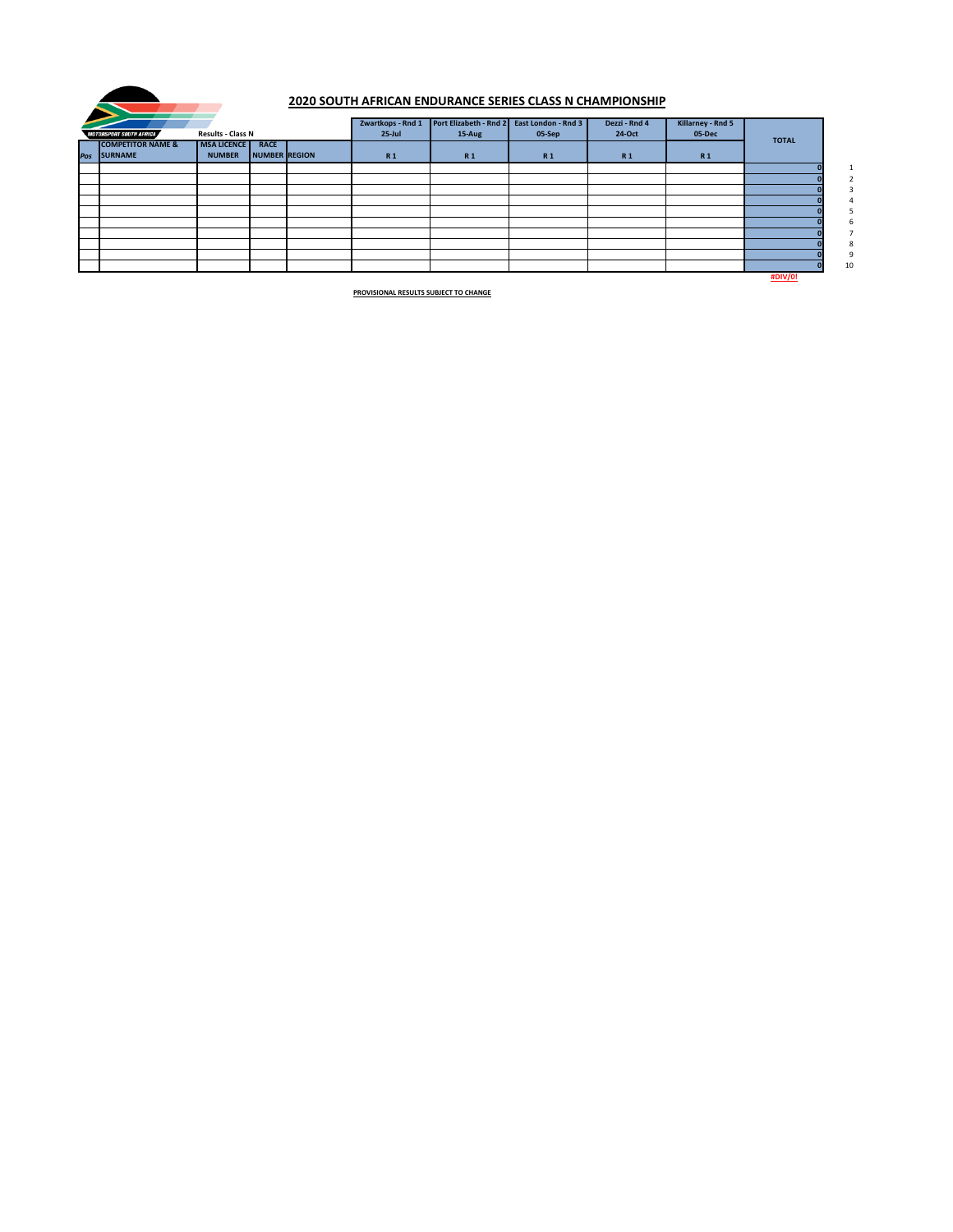## 2020 SOUTH AFRICAN ENDURANCE SERIES CLASS N CHAMPIONSHIP

Results - Class N

| Pos | COMPETITOR NAME & SURNAME | MSA LICENCE NUMBER | RACE NUMBER | REGION | Zwartkops - Rnd 1 25-Jul R 1 | Port Elizabeth - Rnd 2 15-Aug R 1 | East London - Rnd 3 05-Sep R 1 | Dezzi - Rnd 4 24-Oct R 1 | Killarney - Rnd 5 05-Dec R 1 | TOTAL | |
|---|---|---|---|---|---|---|---|---|---|---|---|
| | | | | | | | | | | 0 | 1 |
| | | | | | | | | | | 0 | 2 |
| | | | | | | | | | | 0 | 3 |
| | | | | | | | | | | 0 | 4 |
| | | | | | | | | | | 0 | 5 |
| | | | | | | | | | | 0 | 6 |
| | | | | | | | | | | 0 | 7 |
| | | | | | | | | | | 0 | 8 |
| | | | | | | | | | | 0 | 9 |
| | | | | | | | | | | 0 | 10 |
| | | | | | | | | | | #DIV/0! | |

**PROVISIONAL RESULTS SUBJECT TO CHANGE**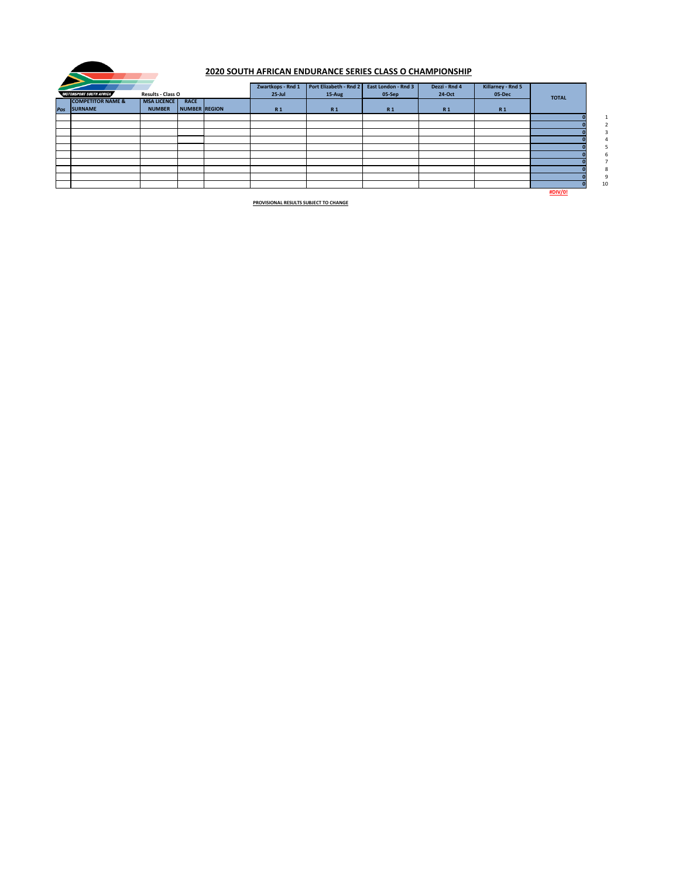## 2020 SOUTH AFRICAN ENDURANCE SERIES CLASS O CHAMPIONSHIP

Results - Class O

| Pos | COMPETITOR NAME & SURNAME | MSA LICENCE NUMBER | RACE NUMBER | REGION | Zwartkops - Rnd 1 25-Jul R 1 | Port Elizabeth - Rnd 2 15-Aug R 1 | East London - Rnd 3 05-Sep R 1 | Dezzi - Rnd 4 24-Oct R 1 | Killarney - Rnd 5 05-Dec R 1 | TOTAL | |
|---|---|---|---|---|---|---|---|---|---|---|---|
| | | | | | | | | | | 0 | 1 |
| | | | | | | | | | | 0 | 2 |
| | | | | | | | | | | 0 | 3 |
| | | | | | | | | | | 0 | 4 |
| | | | | | | | | | | 0 | 5 |
| | | | | | | | | | | 0 | 6 |
| | | | | | | | | | | 0 | 7 |
| | | | | | | | | | | 0 | 8 |
| | | | | | | | | | | 0 | 9 |
| | | | | | | | | | | 0 | 10 |
| | | | | | | | | | | #DIV/0! | |

**PROVISIONAL RESULTS SUBJECT TO CHANGE**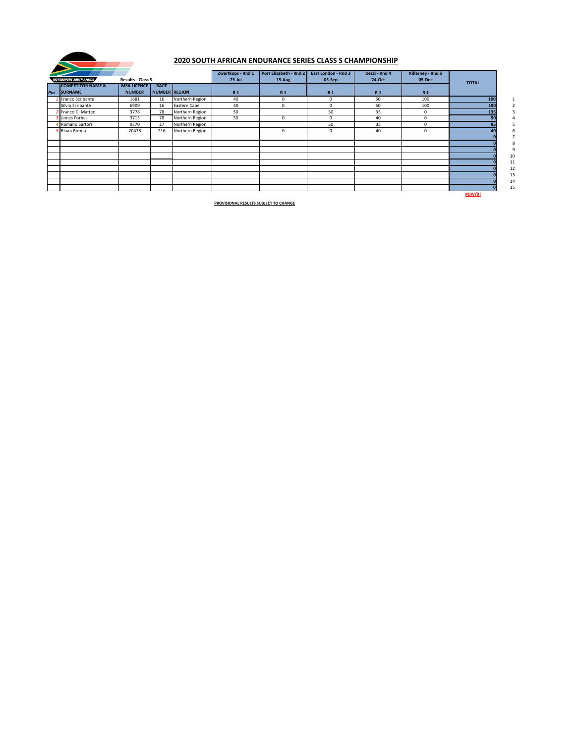## 2020 SOUTH AFRICAN ENDURANCE SERIES CLASS S CHAMPIONSHIP

MOTORSPORT SOUTH AFRICA

Results - Class S

| Pos | COMPETITOR NAME & SURNAME | MSA LICENCE NUMBER | RACE NUMBER | REGION | Zwartkops - Rnd 1 25-Jul R 1 | Port Elizabeth - Rnd 2 15-Aug R 1 | East London - Rnd 3 05-Sep R 1 | Dezzi - Rnd 4 24-Oct R 1 | Killarney - Rnd 5 05-Dec R 1 | TOTAL | |
|---|---|---|---|---|---|---|---|---|---|---|---|
| 1 | Franco Scribante | 1681 | 16 | Northern Region | 40 | 0 | 0 | 50 | 100 | 190 | 1 |
| | Silvio Scribante | 6909 | 16 | Eastern Cape | 40 | 0 | 0 | 50 | 100 | 190 | 2 |
| 2 | Franco Di Matteo | 3778 | 78 | Northern Region | 50 | | 50 | 35 | 0 | 135 | 3 |
| 3 | James Forbes | 3713 | 78 | Northern Region | 50 | 0 | 0 | 40 | 0 | 90 | 4 |
| 4 | Romano Sartori | 9370 | 27 | Northern Region | | | 50 | 35 | 0 | 85 | 5 |
| 5 | Riaan Botma | 20478 | 216 | Northern Region | | 0 | 0 | 40 | 0 | 40 | 6 |
| | | | | | | | | | | 0 | 7 |
| | | | | | | | | | | 0 | 8 |
| | | | | | | | | | | 0 | 9 |
| | | | | | | | | | | 0 | 10 |
| | | | | | | | | | | 0 | 11 |
| | | | | | | | | | | 0 | 12 |
| | | | | | | | | | | 0 | 13 |
| | | | | | | | | | | 0 | 14 |
| | | | | | | | | | | 0 | 15 |

#DIV/0!

**PROVISIONAL RESULTS SUBJECT TO CHANGE**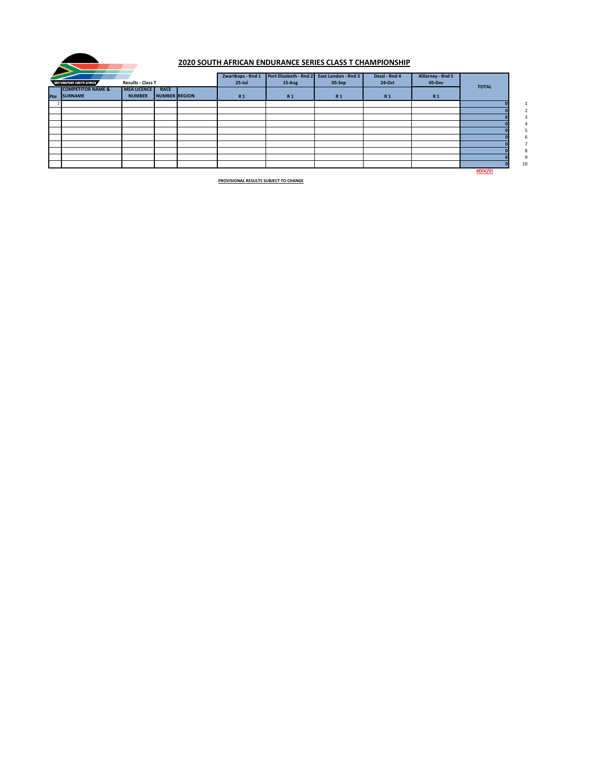## 2020 SOUTH AFRICAN ENDURANCE SERIES CLASS T CHAMPIONSHIP

MOTORSPORT SOUTH AFRICA

Results - Class T

| Pos | COMPETITOR NAME & SURNAME | MSA LICENCE NUMBER | RACE NUMBER | REGION | Zwartkops - Rnd 1 25-Jul R 1 | Port Elizabeth - Rnd 2 15-Aug R 1 | East London - Rnd 3 05-Sep R 1 | Dezzi - Rnd 4 24-Oct R 1 | Killarney - Rnd 5 05-Dec R 1 | TOTAL | |
|---|---|---|---|---|---|---|---|---|---|---|---|
| 1 | | | | | | | | | | 0 | 1 |
| | | | | | | | | | | 0 | 2 |
| | | | | | | | | | | 0 | 3 |
| | | | | | | | | | | 0 | 4 |
| | | | | | | | | | | 0 | 5 |
| | | | | | | | | | | 0 | 6 |
| | | | | | | | | | | 0 | 7 |
| | | | | | | | | | | 0 | 8 |
| | | | | | | | | | | 0 | 9 |
| | | | | | | | | | | 0 | 10 |
| | | | | | | | | | | #DIV/0! | |

**PROVISIONAL RESULTS SUBJECT TO CHANGE**